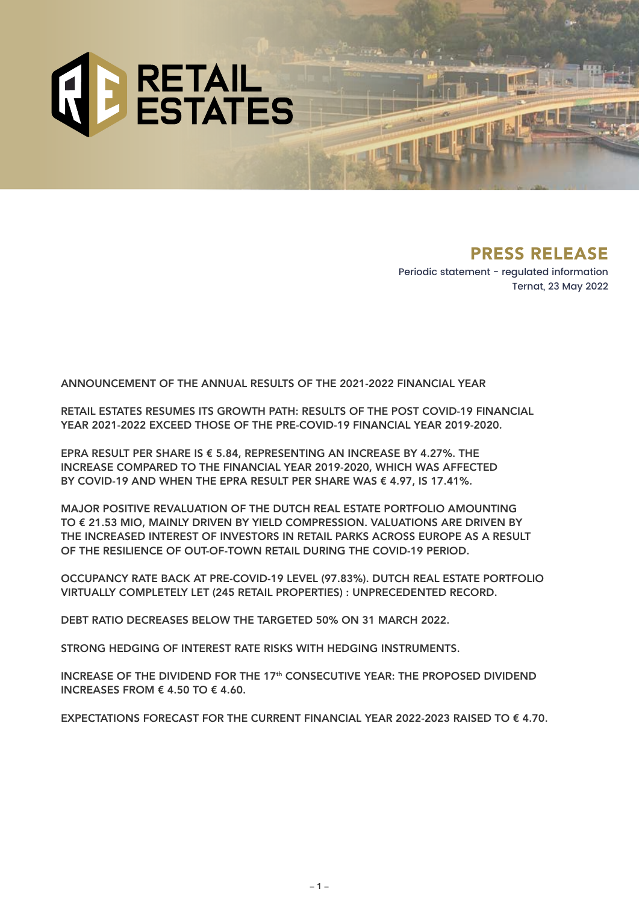RETAIL ESTATES

# PRESS RELEASE

Periodic statement - regulated information
Ternat, 23 May 2022

**ANNOUNCEMENT OF THE ANNUAL RESULTS OF THE 2021-2022 FINANCIAL YEAR**

**RETAIL ESTATES RESUMES ITS GROWTH PATH: RESULTS OF THE POST COVID-19 FINANCIAL YEAR 2021-2022 EXCEED THOSE OF THE PRE-COVID-19 FINANCIAL YEAR 2019-2020.**

**EPRA RESULT PER SHARE IS € 5.84, REPRESENTING AN INCREASE BY 4.27%. THE INCREASE COMPARED TO THE FINANCIAL YEAR 2019-2020, WHICH WAS AFFECTED BY COVID-19 AND WHEN THE EPRA RESULT PER SHARE WAS € 4.97, IS 17.41%.**

**MAJOR POSITIVE REVALUATION OF THE DUTCH REAL ESTATE PORTFOLIO AMOUNTING TO € 21.53 MIO, MAINLY DRIVEN BY YIELD COMPRESSION. VALUATIONS ARE DRIVEN BY THE INCREASED INTEREST OF INVESTORS IN RETAIL PARKS ACROSS EUROPE AS A RESULT OF THE RESILIENCE OF OUT-OF-TOWN RETAIL DURING THE COVID-19 PERIOD.**

**OCCUPANCY RATE BACK AT PRE-COVID-19 LEVEL (97.83%). DUTCH REAL ESTATE PORTFOLIO VIRTUALLY COMPLETELY LET (245 RETAIL PROPERTIES) : UNPRECEDENTED RECORD.**

**DEBT RATIO DECREASES BELOW THE TARGETED 50% ON 31 MARCH 2022.**

**STRONG HEDGING OF INTEREST RATE RISKS WITH HEDGING INSTRUMENTS.**

**INCREASE OF THE DIVIDEND FOR THE 17th CONSECUTIVE YEAR: THE PROPOSED DIVIDEND INCREASES FROM € 4.50 TO € 4.60.**

**EXPECTATIONS FORECAST FOR THE CURRENT FINANCIAL YEAR 2022-2023 RAISED TO € 4.70.**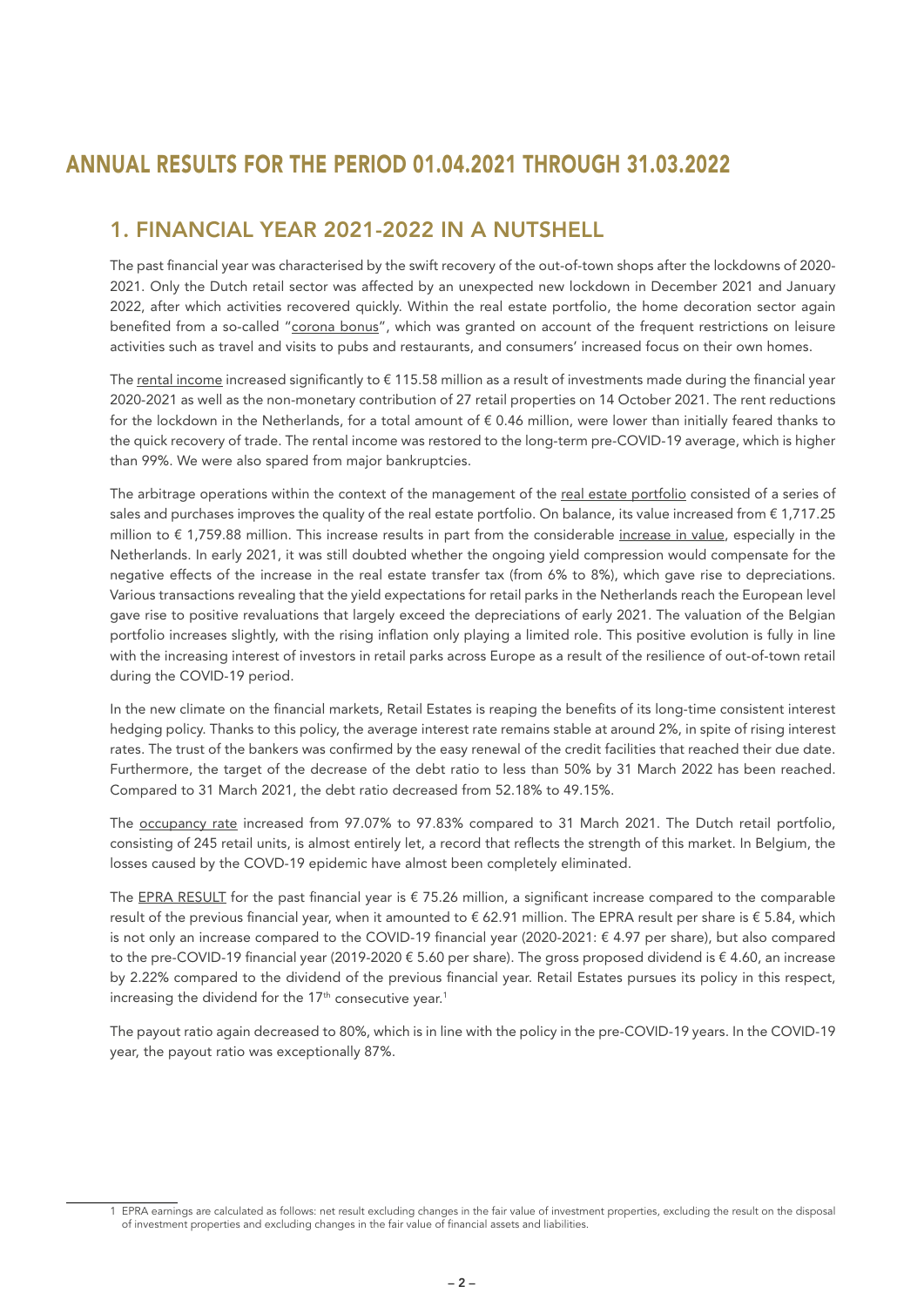# ANNUAL RESULTS FOR THE PERIOD 01.04.2021 THROUGH 31.03.2022

## 1. FINANCIAL YEAR 2021-2022 IN A NUTSHELL

The past financial year was characterised by the swift recovery of the out-of-town shops after the lockdowns of 2020-2021. Only the Dutch retail sector was affected by an unexpected new lockdown in December 2021 and January 2022, after which activities recovered quickly. Within the real estate portfolio, the home decoration sector again benefited from a so-called "corona bonus", which was granted on account of the frequent restrictions on leisure activities such as travel and visits to pubs and restaurants, and consumers' increased focus on their own homes.

The rental income increased significantly to € 115.58 million as a result of investments made during the financial year 2020-2021 as well as the non-monetary contribution of 27 retail properties on 14 October 2021. The rent reductions for the lockdown in the Netherlands, for a total amount of € 0.46 million, were lower than initially feared thanks to the quick recovery of trade. The rental income was restored to the long-term pre-COVID-19 average, which is higher than 99%. We were also spared from major bankruptcies.

The arbitrage operations within the context of the management of the real estate portfolio consisted of a series of sales and purchases improves the quality of the real estate portfolio. On balance, its value increased from € 1,717.25 million to € 1,759.88 million. This increase results in part from the considerable increase in value, especially in the Netherlands. In early 2021, it was still doubted whether the ongoing yield compression would compensate for the negative effects of the increase in the real estate transfer tax (from 6% to 8%), which gave rise to depreciations. Various transactions revealing that the yield expectations for retail parks in the Netherlands reach the European level gave rise to positive revaluations that largely exceed the depreciations of early 2021. The valuation of the Belgian portfolio increases slightly, with the rising inflation only playing a limited role. This positive evolution is fully in line with the increasing interest of investors in retail parks across Europe as a result of the resilience of out-of-town retail during the COVID-19 period.

In the new climate on the financial markets, Retail Estates is reaping the benefits of its long-time consistent interest hedging policy. Thanks to this policy, the average interest rate remains stable at around 2%, in spite of rising interest rates. The trust of the bankers was confirmed by the easy renewal of the credit facilities that reached their due date. Furthermore, the target of the decrease of the debt ratio to less than 50% by 31 March 2022 has been reached. Compared to 31 March 2021, the debt ratio decreased from 52.18% to 49.15%.

The occupancy rate increased from 97.07% to 97.83% compared to 31 March 2021. The Dutch retail portfolio, consisting of 245 retail units, is almost entirely let, a record that reflects the strength of this market. In Belgium, the losses caused by the COVD-19 epidemic have almost been completely eliminated.

The EPRA RESULT for the past financial year is € 75.26 million, a significant increase compared to the comparable result of the previous financial year, when it amounted to € 62.91 million. The EPRA result per share is € 5.84, which is not only an increase compared to the COVID-19 financial year (2020-2021: € 4.97 per share), but also compared to the pre-COVID-19 financial year (2019-2020 € 5.60 per share). The gross proposed dividend is € 4.60, an increase by 2.22% compared to the dividend of the previous financial year. Retail Estates pursues its policy in this respect, increasing the dividend for the 17th consecutive year.[1]

The payout ratio again decreased to 80%, which is in line with the policy in the pre-COVID-19 years. In the COVID-19 year, the payout ratio was exceptionally 87%.

---

1 EPRA earnings are calculated as follows: net result excluding changes in the fair value of investment properties, excluding the result on the disposal of investment properties and excluding changes in the fair value of financial assets and liabilities.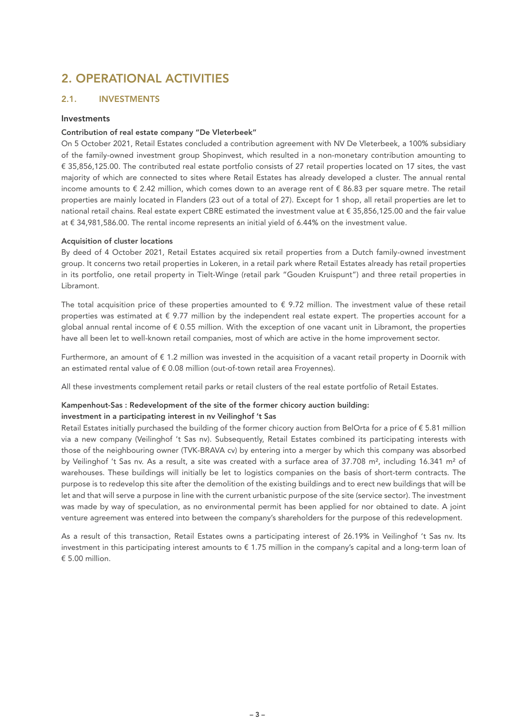# 2. OPERATIONAL ACTIVITIES

## 2.1. INVESTMENTS

### Investments

#### Contribution of real estate company "De Vleterbeek"

On 5 October 2021, Retail Estates concluded a contribution agreement with NV De Vleterbeek, a 100% subsidiary of the family-owned investment group Shopinvest, which resulted in a non-monetary contribution amounting to € 35,856,125.00. The contributed real estate portfolio consists of 27 retail properties located on 17 sites, the vast majority of which are connected to sites where Retail Estates has already developed a cluster. The annual rental income amounts to € 2.42 million, which comes down to an average rent of € 86.83 per square metre. The retail properties are mainly located in Flanders (23 out of a total of 27). Except for 1 shop, all retail properties are let to national retail chains. Real estate expert CBRE estimated the investment value at € 35,856,125.00 and the fair value at € 34,981,586.00. The rental income represents an initial yield of 6.44% on the investment value.

#### Acquisition of cluster locations

By deed of 4 October 2021, Retail Estates acquired six retail properties from a Dutch family-owned investment group. It concerns two retail properties in Lokeren, in a retail park where Retail Estates already has retail properties in its portfolio, one retail property in Tielt-Winge (retail park "Gouden Kruispunt") and three retail properties in Libramont.

The total acquisition price of these properties amounted to € 9.72 million. The investment value of these retail properties was estimated at € 9.77 million by the independent real estate expert. The properties account for a global annual rental income of € 0.55 million. With the exception of one vacant unit in Libramont, the properties have all been let to well-known retail companies, most of which are active in the home improvement sector.

Furthermore, an amount of € 1.2 million was invested in the acquisition of a vacant retail property in Doornik with an estimated rental value of € 0.08 million (out-of-town retail area Froyennes).

All these investments complement retail parks or retail clusters of the real estate portfolio of Retail Estates.

#### Kampenhout-Sas : Redevelopment of the site of the former chicory auction building: investment in a participating interest in nv Veilinghof 't Sas

Retail Estates initially purchased the building of the former chicory auction from BelOrta for a price of € 5.81 million via a new company (Veilinghof 't Sas nv). Subsequently, Retail Estates combined its participating interests with those of the neighbouring owner (TVK-BRAVA cv) by entering into a merger by which this company was absorbed by Veilinghof 't Sas nv. As a result, a site was created with a surface area of 37.708 m², including 16.341 m² of warehouses. These buildings will initially be let to logistics companies on the basis of short-term contracts. The purpose is to redevelop this site after the demolition of the existing buildings and to erect new buildings that will be let and that will serve a purpose in line with the current urbanistic purpose of the site (service sector). The investment was made by way of speculation, as no environmental permit has been applied for nor obtained to date. A joint venture agreement was entered into between the company's shareholders for the purpose of this redevelopment.

As a result of this transaction, Retail Estates owns a participating interest of 26.19% in Veilinghof 't Sas nv. Its investment in this participating interest amounts to € 1.75 million in the company's capital and a long-term loan of € 5.00 million.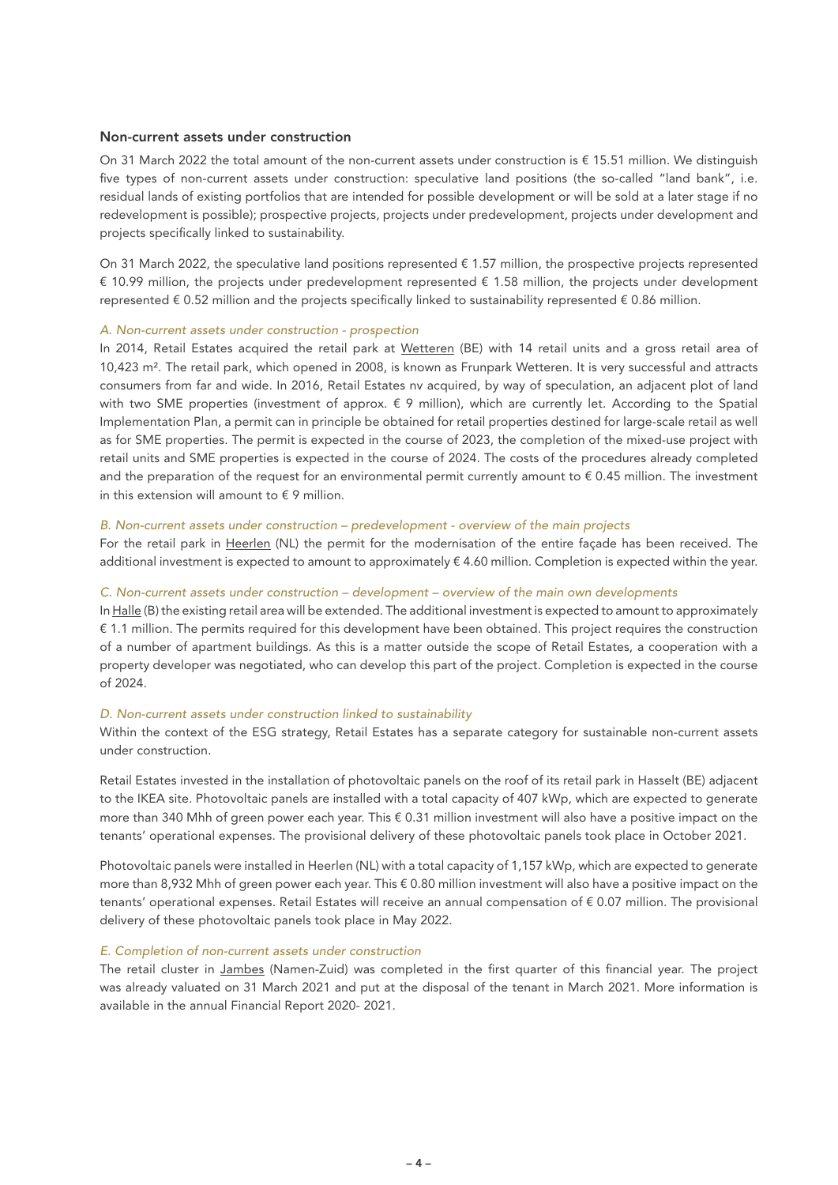### Non-current assets under construction

On 31 March 2022 the total amount of the non-current assets under construction is € 15.51 million. We distinguish five types of non-current assets under construction: speculative land positions (the so-called "land bank", i.e. residual lands of existing portfolios that are intended for possible development or will be sold at a later stage if no redevelopment is possible); prospective projects, projects under predevelopment, projects under development and projects specifically linked to sustainability.

On 31 March 2022, the speculative land positions represented € 1.57 million, the prospective projects represented € 10.99 million, the projects under predevelopment represented € 1.58 million, the projects under development represented € 0.52 million and the projects specifically linked to sustainability represented € 0.86 million.

*A. Non-current assets under construction - prospection*

In 2014, Retail Estates acquired the retail park at Wetteren (BE) with 14 retail units and a gross retail area of 10,423 m². The retail park, which opened in 2008, is known as Frunpark Wetteren. It is very successful and attracts consumers from far and wide. In 2016, Retail Estates nv acquired, by way of speculation, an adjacent plot of land with two SME properties (investment of approx. € 9 million), which are currently let. According to the Spatial Implementation Plan, a permit can in principle be obtained for retail properties destined for large-scale retail as well as for SME properties. The permit is expected in the course of 2023, the completion of the mixed-use project with retail units and SME properties is expected in the course of 2024. The costs of the procedures already completed and the preparation of the request for an environmental permit currently amount to € 0.45 million. The investment in this extension will amount to € 9 million.

*B. Non-current assets under construction – predevelopment - overview of the main projects*

For the retail park in Heerlen (NL) the permit for the modernisation of the entire façade has been received. The additional investment is expected to amount to approximately € 4.60 million. Completion is expected within the year.

*C. Non-current assets under construction – development – overview of the main own developments*

In Halle (B) the existing retail area will be extended. The additional investment is expected to amount to approximately € 1.1 million. The permits required for this development have been obtained. This project requires the construction of a number of apartment buildings. As this is a matter outside the scope of Retail Estates, a cooperation with a property developer was negotiated, who can develop this part of the project. Completion is expected in the course of 2024.

*D. Non-current assets under construction linked to sustainability*

Within the context of the ESG strategy, Retail Estates has a separate category for sustainable non-current assets under construction.

Retail Estates invested in the installation of photovoltaic panels on the roof of its retail park in Hasselt (BE) adjacent to the IKEA site. Photovoltaic panels are installed with a total capacity of 407 kWp, which are expected to generate more than 340 Mhh of green power each year. This € 0.31 million investment will also have a positive impact on the tenants' operational expenses. The provisional delivery of these photovoltaic panels took place in October 2021.

Photovoltaic panels were installed in Heerlen (NL) with a total capacity of 1,157 kWp, which are expected to generate more than 8,932 Mhh of green power each year. This € 0.80 million investment will also have a positive impact on the tenants' operational expenses. Retail Estates will receive an annual compensation of € 0.07 million. The provisional delivery of these photovoltaic panels took place in May 2022.

*E. Completion of non-current assets under construction*

The retail cluster in Jambes (Namen-Zuid) was completed in the first quarter of this financial year. The project was already valuated on 31 March 2021 and put at the disposal of the tenant in March 2021. More information is available in the annual Financial Report 2020- 2021.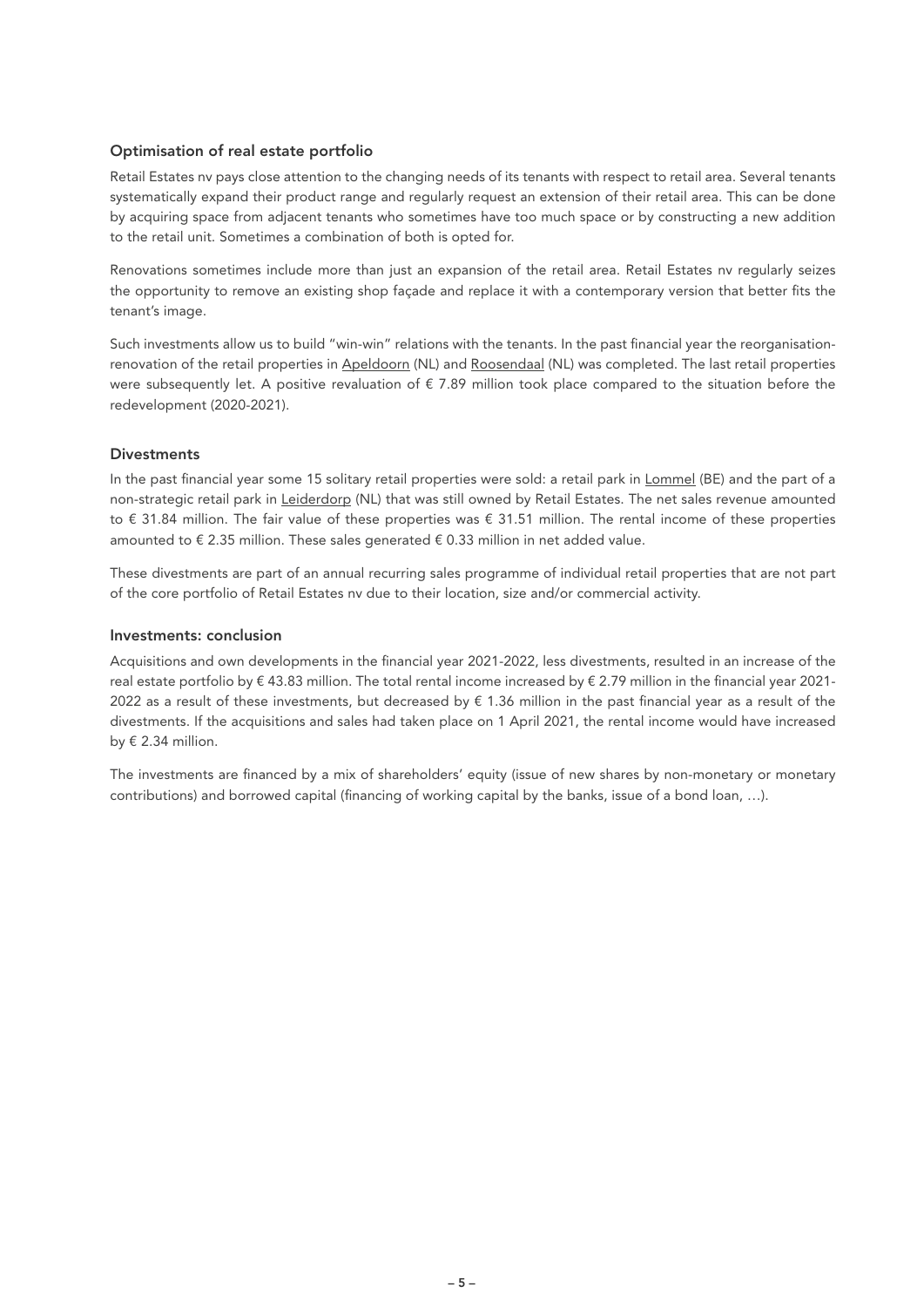## Optimisation of real estate portfolio

Retail Estates nv pays close attention to the changing needs of its tenants with respect to retail area. Several tenants systematically expand their product range and regularly request an extension of their retail area. This can be done by acquiring space from adjacent tenants who sometimes have too much space or by constructing a new addition to the retail unit. Sometimes a combination of both is opted for.

Renovations sometimes include more than just an expansion of the retail area. Retail Estates nv regularly seizes the opportunity to remove an existing shop façade and replace it with a contemporary version that better fits the tenant's image.

Such investments allow us to build "win-win" relations with the tenants. In the past financial year the reorganisation-renovation of the retail properties in Apeldoorn (NL) and Roosendaal (NL) was completed. The last retail properties were subsequently let. A positive revaluation of € 7.89 million took place compared to the situation before the redevelopment (2020-2021).

## Divestments

In the past financial year some 15 solitary retail properties were sold: a retail park in Lommel (BE) and the part of a non-strategic retail park in Leiderdorp (NL) that was still owned by Retail Estates. The net sales revenue amounted to € 31.84 million. The fair value of these properties was € 31.51 million. The rental income of these properties amounted to € 2.35 million. These sales generated € 0.33 million in net added value.

These divestments are part of an annual recurring sales programme of individual retail properties that are not part of the core portfolio of Retail Estates nv due to their location, size and/or commercial activity.

## Investments: conclusion

Acquisitions and own developments in the financial year 2021-2022, less divestments, resulted in an increase of the real estate portfolio by € 43.83 million. The total rental income increased by € 2.79 million in the financial year 2021-2022 as a result of these investments, but decreased by € 1.36 million in the past financial year as a result of the divestments. If the acquisitions and sales had taken place on 1 April 2021, the rental income would have increased by € 2.34 million.

The investments are financed by a mix of shareholders' equity (issue of new shares by non-monetary or monetary contributions) and borrowed capital (financing of working capital by the banks, issue of a bond loan, …).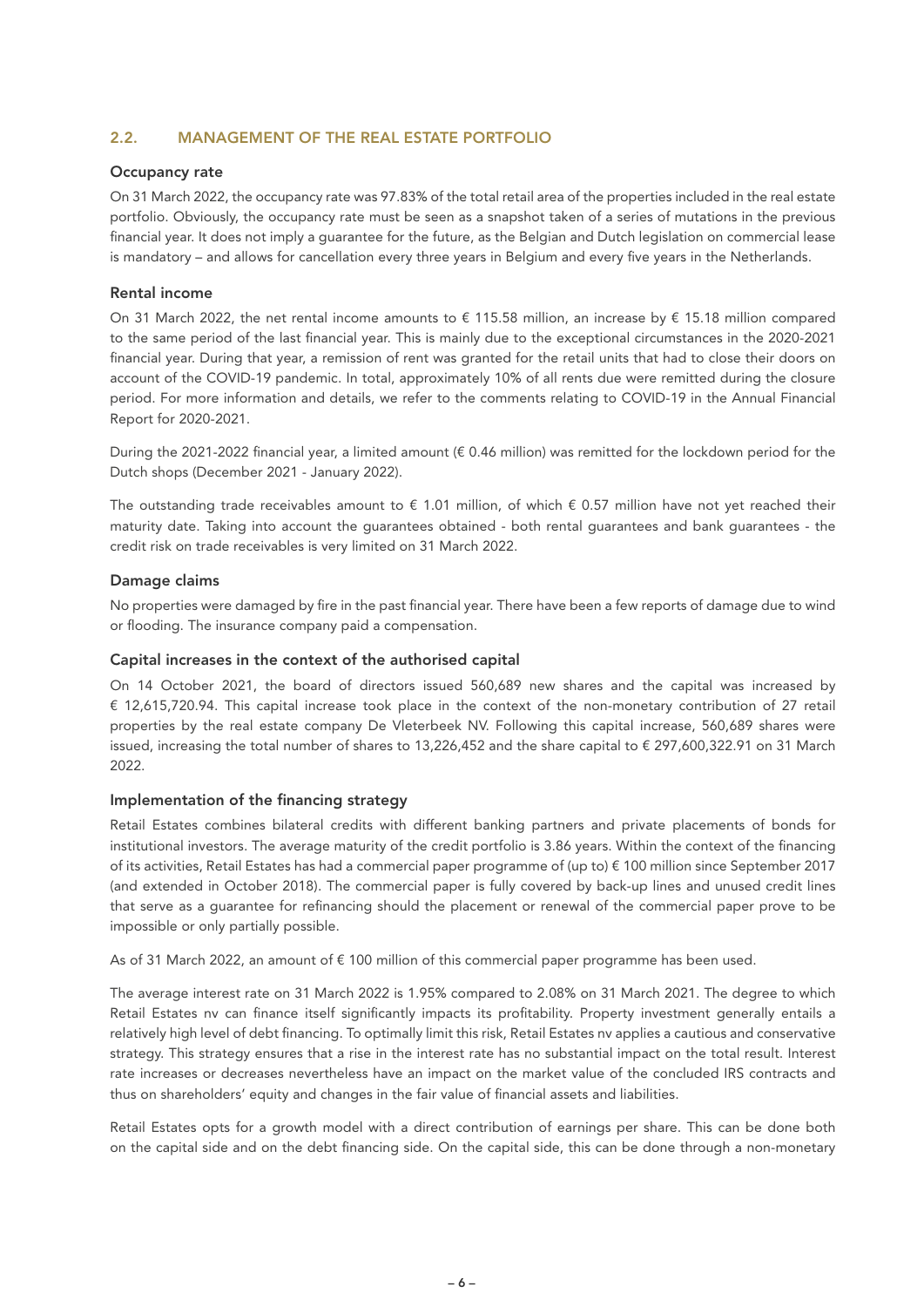## 2.2. MANAGEMENT OF THE REAL ESTATE PORTFOLIO

### Occupancy rate

On 31 March 2022, the occupancy rate was 97.83% of the total retail area of the properties included in the real estate portfolio. Obviously, the occupancy rate must be seen as a snapshot taken of a series of mutations in the previous financial year. It does not imply a guarantee for the future, as the Belgian and Dutch legislation on commercial lease is mandatory – and allows for cancellation every three years in Belgium and every five years in the Netherlands.

### Rental income

On 31 March 2022, the net rental income amounts to € 115.58 million, an increase by € 15.18 million compared to the same period of the last financial year. This is mainly due to the exceptional circumstances in the 2020-2021 financial year. During that year, a remission of rent was granted for the retail units that had to close their doors on account of the COVID-19 pandemic. In total, approximately 10% of all rents due were remitted during the closure period. For more information and details, we refer to the comments relating to COVID-19 in the Annual Financial Report for 2020-2021.

During the 2021-2022 financial year, a limited amount (€ 0.46 million) was remitted for the lockdown period for the Dutch shops (December 2021 - January 2022).

The outstanding trade receivables amount to € 1.01 million, of which € 0.57 million have not yet reached their maturity date. Taking into account the guarantees obtained - both rental guarantees and bank guarantees - the credit risk on trade receivables is very limited on 31 March 2022.

### Damage claims

No properties were damaged by fire in the past financial year. There have been a few reports of damage due to wind or flooding. The insurance company paid a compensation.

### Capital increases in the context of the authorised capital

On 14 October 2021, the board of directors issued 560,689 new shares and the capital was increased by € 12,615,720.94. This capital increase took place in the context of the non-monetary contribution of 27 retail properties by the real estate company De Vleterbeek NV. Following this capital increase, 560,689 shares were issued, increasing the total number of shares to 13,226,452 and the share capital to € 297,600,322.91 on 31 March 2022.

### Implementation of the financing strategy

Retail Estates combines bilateral credits with different banking partners and private placements of bonds for institutional investors. The average maturity of the credit portfolio is 3.86 years. Within the context of the financing of its activities, Retail Estates has had a commercial paper programme of (up to) € 100 million since September 2017 (and extended in October 2018). The commercial paper is fully covered by back-up lines and unused credit lines that serve as a guarantee for refinancing should the placement or renewal of the commercial paper prove to be impossible or only partially possible.

As of 31 March 2022, an amount of € 100 million of this commercial paper programme has been used.

The average interest rate on 31 March 2022 is 1.95% compared to 2.08% on 31 March 2021. The degree to which Retail Estates nv can finance itself significantly impacts its profitability. Property investment generally entails a relatively high level of debt financing. To optimally limit this risk, Retail Estates nv applies a cautious and conservative strategy. This strategy ensures that a rise in the interest rate has no substantial impact on the total result. Interest rate increases or decreases nevertheless have an impact on the market value of the concluded IRS contracts and thus on shareholders' equity and changes in the fair value of financial assets and liabilities.

Retail Estates opts for a growth model with a direct contribution of earnings per share. This can be done both on the capital side and on the debt financing side. On the capital side, this can be done through a non-monetary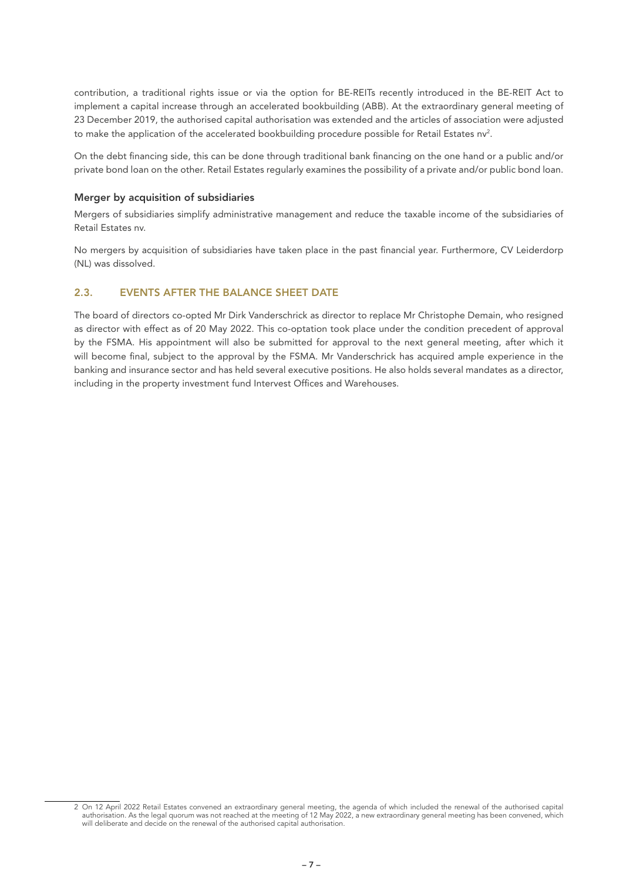contribution, a traditional rights issue or via the option for BE-REITs recently introduced in the BE-REIT Act to implement a capital increase through an accelerated bookbuilding (ABB). At the extraordinary general meeting of 23 December 2019, the authorised capital authorisation was extended and the articles of association were adjusted to make the application of the accelerated bookbuilding procedure possible for Retail Estates nv[2].

On the debt financing side, this can be done through traditional bank financing on the one hand or a public and/or private bond loan on the other. Retail Estates regularly examines the possibility of a private and/or public bond loan.

### Merger by acquisition of subsidiaries

Mergers of subsidiaries simplify administrative management and reduce the taxable income of the subsidiaries of Retail Estates nv.

No mergers by acquisition of subsidiaries have taken place in the past financial year. Furthermore, CV Leiderdorp (NL) was dissolved.

## 2.3. EVENTS AFTER THE BALANCE SHEET DATE

The board of directors co-opted Mr Dirk Vanderschrick as director to replace Mr Christophe Demain, who resigned as director with effect as of 20 May 2022. This co-optation took place under the condition precedent of approval by the FSMA. His appointment will also be submitted for approval to the next general meeting, after which it will become final, subject to the approval by the FSMA. Mr Vanderschrick has acquired ample experience in the banking and insurance sector and has held several executive positions. He also holds several mandates as a director, including in the property investment fund Intervest Offices and Warehouses.

---

2 On 12 April 2022 Retail Estates convened an extraordinary general meeting, the agenda of which included the renewal of the authorised capital authorisation. As the legal quorum was not reached at the meeting of 12 May 2022, a new extraordinary general meeting has been convened, which will deliberate and decide on the renewal of the authorised capital authorisation.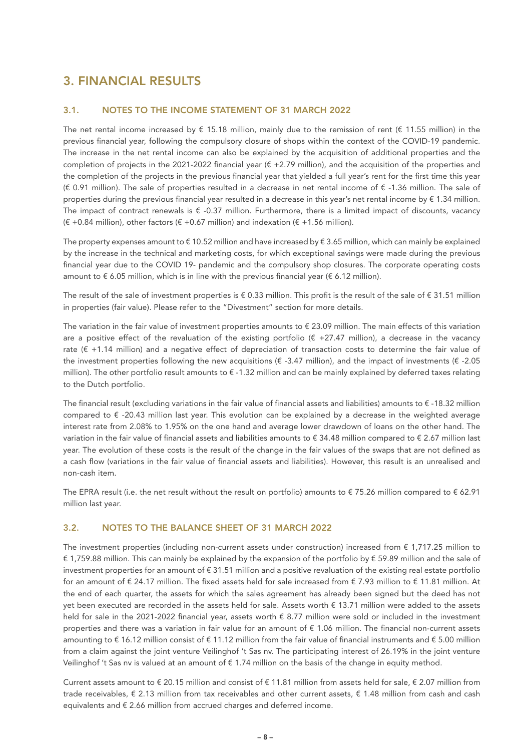# 3. FINANCIAL RESULTS

## 3.1. NOTES TO THE INCOME STATEMENT OF 31 MARCH 2022

The net rental income increased by € 15.18 million, mainly due to the remission of rent (€ 11.55 million) in the previous financial year, following the compulsory closure of shops within the context of the COVID-19 pandemic. The increase in the net rental income can also be explained by the acquisition of additional properties and the completion of projects in the 2021-2022 financial year (€ +2.79 million), and the acquisition of the properties and the completion of the projects in the previous financial year that yielded a full year's rent for the first time this year (€ 0.91 million). The sale of properties resulted in a decrease in net rental income of € -1.36 million. The sale of properties during the previous financial year resulted in a decrease in this year's net rental income by € 1.34 million. The impact of contract renewals is € -0.37 million. Furthermore, there is a limited impact of discounts, vacancy (€ +0.84 million), other factors (€ +0.67 million) and indexation (€ +1.56 million).

The property expenses amount to € 10.52 million and have increased by € 3.65 million, which can mainly be explained by the increase in the technical and marketing costs, for which exceptional savings were made during the previous financial year due to the COVID 19- pandemic and the compulsory shop closures. The corporate operating costs amount to € 6.05 million, which is in line with the previous financial year (€ 6.12 million).

The result of the sale of investment properties is € 0.33 million. This profit is the result of the sale of € 31.51 million in properties (fair value). Please refer to the "Divestment" section for more details.

The variation in the fair value of investment properties amounts to € 23.09 million. The main effects of this variation are a positive effect of the revaluation of the existing portfolio (€ +27.47 million), a decrease in the vacancy rate (€ +1.14 million) and a negative effect of depreciation of transaction costs to determine the fair value of the investment properties following the new acquisitions (€ -3.47 million), and the impact of investments (€ -2.05 million). The other portfolio result amounts to € -1.32 million and can be mainly explained by deferred taxes relating to the Dutch portfolio.

The financial result (excluding variations in the fair value of financial assets and liabilities) amounts to € -18.32 million compared to € -20.43 million last year. This evolution can be explained by a decrease in the weighted average interest rate from 2.08% to 1.95% on the one hand and average lower drawdown of loans on the other hand. The variation in the fair value of financial assets and liabilities amounts to € 34.48 million compared to € 2.67 million last year. The evolution of these costs is the result of the change in the fair values of the swaps that are not defined as a cash flow (variations in the fair value of financial assets and liabilities). However, this result is an unrealised and non-cash item.

The EPRA result (i.e. the net result without the result on portfolio) amounts to € 75.26 million compared to € 62.91 million last year.

## 3.2. NOTES TO THE BALANCE SHEET OF 31 MARCH 2022

The investment properties (including non-current assets under construction) increased from € 1,717.25 million to € 1,759.88 million. This can mainly be explained by the expansion of the portfolio by € 59.89 million and the sale of investment properties for an amount of € 31.51 million and a positive revaluation of the existing real estate portfolio for an amount of € 24.17 million. The fixed assets held for sale increased from € 7.93 million to € 11.81 million. At the end of each quarter, the assets for which the sales agreement has already been signed but the deed has not yet been executed are recorded in the assets held for sale. Assets worth € 13.71 million were added to the assets held for sale in the 2021-2022 financial year, assets worth € 8.77 million were sold or included in the investment properties and there was a variation in fair value for an amount of € 1.06 million. The financial non-current assets amounting to € 16.12 million consist of € 11.12 million from the fair value of financial instruments and € 5.00 million from a claim against the joint venture Veilinghof 't Sas nv. The participating interest of 26.19% in the joint venture Veilinghof 't Sas nv is valued at an amount of € 1.74 million on the basis of the change in equity method.

Current assets amount to € 20.15 million and consist of € 11.81 million from assets held for sale, € 2.07 million from trade receivables, € 2.13 million from tax receivables and other current assets, € 1.48 million from cash and cash equivalents and € 2.66 million from accrued charges and deferred income.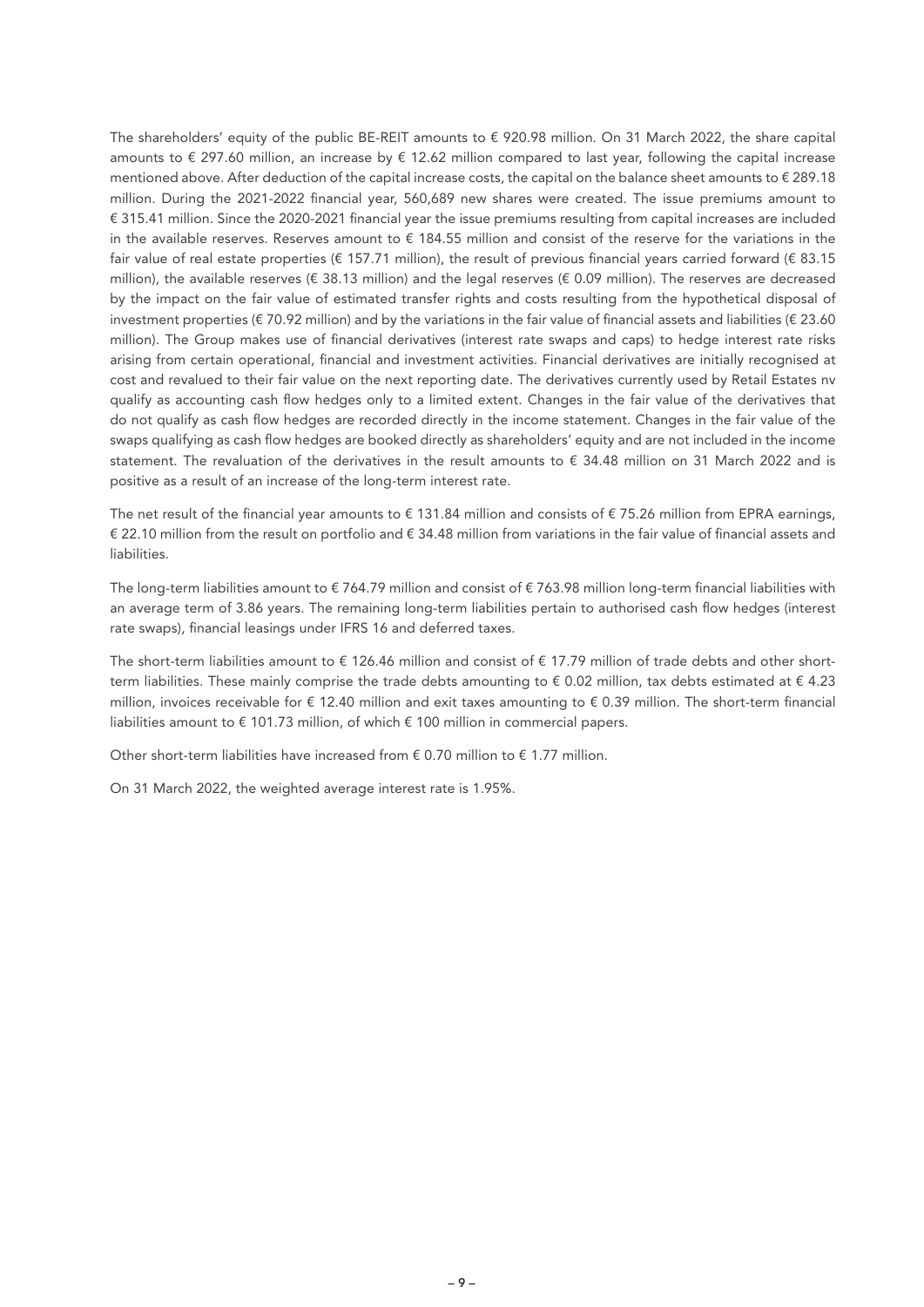The shareholders' equity of the public BE-REIT amounts to € 920.98 million. On 31 March 2022, the share capital amounts to € 297.60 million, an increase by € 12.62 million compared to last year, following the capital increase mentioned above. After deduction of the capital increase costs, the capital on the balance sheet amounts to € 289.18 million. During the 2021-2022 financial year, 560,689 new shares were created. The issue premiums amount to € 315.41 million. Since the 2020-2021 financial year the issue premiums resulting from capital increases are included in the available reserves. Reserves amount to € 184.55 million and consist of the reserve for the variations in the fair value of real estate properties (€ 157.71 million), the result of previous financial years carried forward (€ 83.15 million), the available reserves (€ 38.13 million) and the legal reserves (€ 0.09 million). The reserves are decreased by the impact on the fair value of estimated transfer rights and costs resulting from the hypothetical disposal of investment properties (€ 70.92 million) and by the variations in the fair value of financial assets and liabilities (€ 23.60 million). The Group makes use of financial derivatives (interest rate swaps and caps) to hedge interest rate risks arising from certain operational, financial and investment activities. Financial derivatives are initially recognised at cost and revalued to their fair value on the next reporting date. The derivatives currently used by Retail Estates nv qualify as accounting cash flow hedges only to a limited extent. Changes in the fair value of the derivatives that do not qualify as cash flow hedges are recorded directly in the income statement. Changes in the fair value of the swaps qualifying as cash flow hedges are booked directly as shareholders' equity and are not included in the income statement. The revaluation of the derivatives in the result amounts to € 34.48 million on 31 March 2022 and is positive as a result of an increase of the long-term interest rate.

The net result of the financial year amounts to € 131.84 million and consists of € 75.26 million from EPRA earnings, € 22.10 million from the result on portfolio and € 34.48 million from variations in the fair value of financial assets and liabilities.

The long-term liabilities amount to € 764.79 million and consist of € 763.98 million long-term financial liabilities with an average term of 3.86 years. The remaining long-term liabilities pertain to authorised cash flow hedges (interest rate swaps), financial leasings under IFRS 16 and deferred taxes.

The short-term liabilities amount to € 126.46 million and consist of € 17.79 million of trade debts and other short-term liabilities. These mainly comprise the trade debts amounting to € 0.02 million, tax debts estimated at € 4.23 million, invoices receivable for € 12.40 million and exit taxes amounting to € 0.39 million. The short-term financial liabilities amount to € 101.73 million, of which € 100 million in commercial papers.

Other short-term liabilities have increased from € 0.70 million to € 1.77 million.

On 31 March 2022, the weighted average interest rate is 1.95%.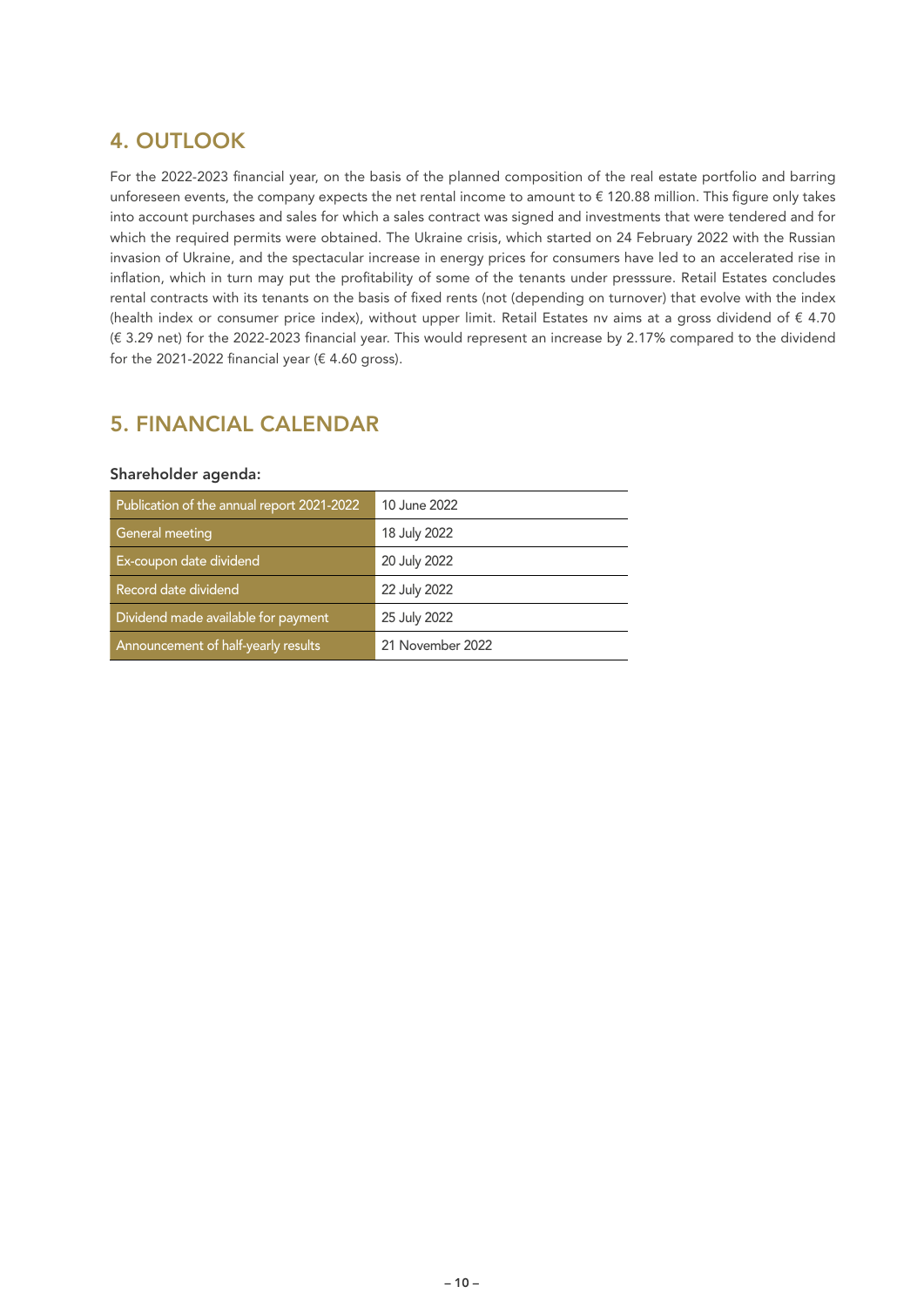## 4. OUTLOOK

For the 2022-2023 financial year, on the basis of the planned composition of the real estate portfolio and barring unforeseen events, the company expects the net rental income to amount to € 120.88 million. This figure only takes into account purchases and sales for which a sales contract was signed and investments that were tendered and for which the required permits were obtained. The Ukraine crisis, which started on 24 February 2022 with the Russian invasion of Ukraine, and the spectacular increase in energy prices for consumers have led to an accelerated rise in inflation, which in turn may put the profitability of some of the tenants under presssure. Retail Estates concludes rental contracts with its tenants on the basis of fixed rents (not (depending on turnover) that evolve with the index (health index or consumer price index), without upper limit. Retail Estates nv aims at a gross dividend of € 4.70 (€ 3.29 net) for the 2022-2023 financial year. This would represent an increase by 2.17% compared to the dividend for the 2021-2022 financial year (€ 4.60 gross).

## 5. FINANCIAL CALENDAR

**Shareholder agenda:**

| | |
|---|---|
| Publication of the annual report 2021-2022 | 10 June 2022 |
| General meeting | 18 July 2022 |
| Ex-coupon date dividend | 20 July 2022 |
| Record date dividend | 22 July 2022 |
| Dividend made available for payment | 25 July 2022 |
| Announcement of half-yearly results | 21 November 2022 |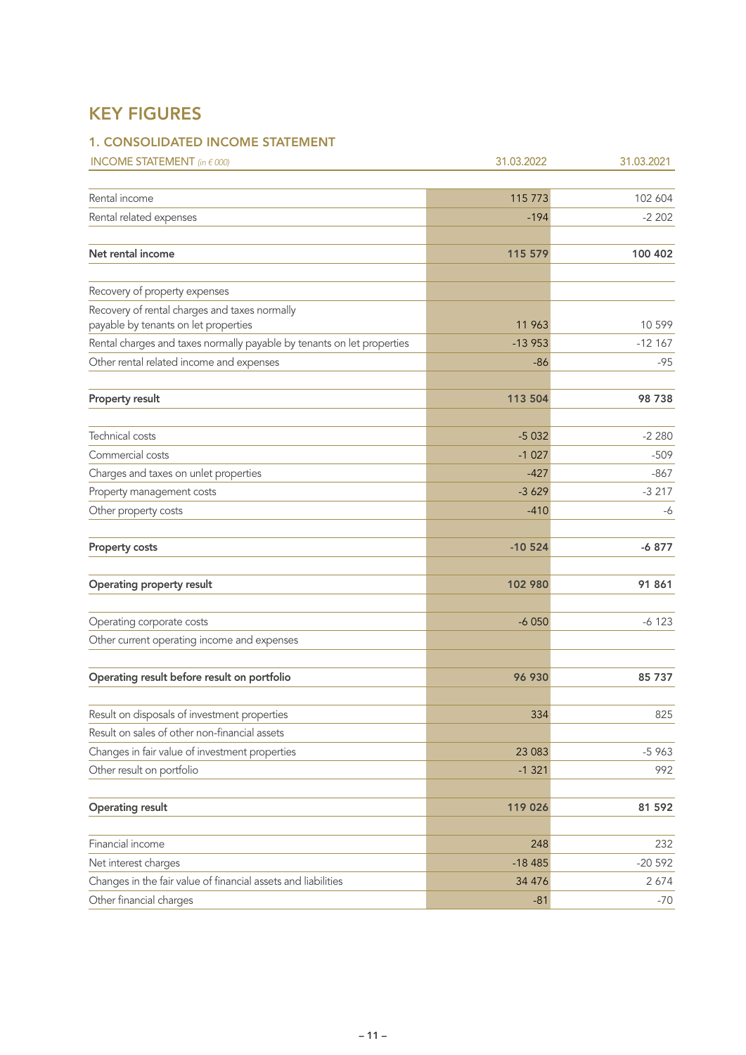# KEY FIGURES

## 1. CONSOLIDATED INCOME STATEMENT

| INCOME STATEMENT *(in € 000)* | 31.03.2022 | 31.03.2021 |
|---|---|---|
| Rental income | 115 773 | 102 604 |
| Rental related expenses | -194 | -2 202 |
| **Net rental income** | **115 579** | **100 402** |
| Recovery of property expenses | | |
| Recovery of rental charges and taxes normally payable by tenants on let properties | 11 963 | 10 599 |
| Rental charges and taxes normally payable by tenants on let properties | -13 953 | -12 167 |
| Other rental related income and expenses | -86 | -95 |
| **Property result** | **113 504** | **98 738** |
| Technical costs | -5 032 | -2 280 |
| Commercial costs | -1 027 | -509 |
| Charges and taxes on unlet properties | -427 | -867 |
| Property management costs | -3 629 | -3 217 |
| Other property costs | -410 | -6 |
| **Property costs** | **-10 524** | **-6 877** |
| **Operating property result** | **102 980** | **91 861** |
| Operating corporate costs | -6 050 | -6 123 |
| Other current operating income and expenses | | |
| **Operating result before result on portfolio** | **96 930** | **85 737** |
| Result on disposals of investment properties | 334 | 825 |
| Result on sales of other non-financial assets | | |
| Changes in fair value of investment properties | 23 083 | -5 963 |
| Other result on portfolio | -1 321 | 992 |
| **Operating result** | **119 026** | **81 592** |
| Financial income | 248 | 232 |
| Net interest charges | -18 485 | -20 592 |
| Changes in the fair value of financial assets and liabilities | 34 476 | 2 674 |
| Other financial charges | -81 | -70 |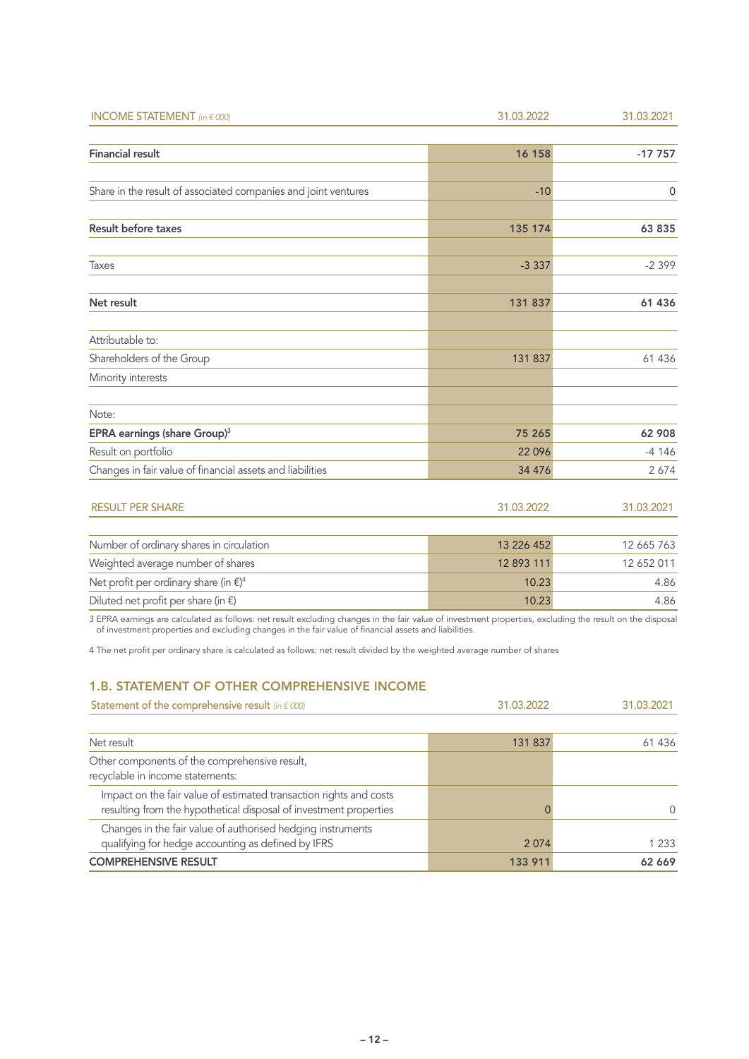| INCOME STATEMENT *(in € 000)* | 31.03.2022 | 31.03.2021 |
|---|---|---|
| **Financial result** | **16 158** | **-17 757** |
| Share in the result of associated companies and joint ventures | -10 | 0 |
| **Result before taxes** | **135 174** | **63 835** |
| Taxes | -3 337 | -2 399 |
| **Net result** | **131 837** | **61 436** |
| Attributable to: | | |
| Shareholders of the Group | 131 837 | 61 436 |
| Minority interests | | |
| Note: | | |
| **EPRA earnings (share Group)[3]** | **75 265** | **62 908** |
| Result on portfolio | 22 096 | -4 146 |
| Changes in fair value of financial assets and liabilities | 34 476 | 2 674 |

| RESULT PER SHARE | 31.03.2022 | 31.03.2021 |
|---|---|---|
| Number of ordinary shares in circulation | 13 226 452 | 12 665 763 |
| Weighted average number of shares | 12 893 111 | 12 652 011 |
| Net profit per ordinary share (in €)[4] | 10.23 | 4.86 |
| Diluted net profit per share (in €) | 10.23 | 4.86 |

3 EPRA earnings are calculated as follows: net result excluding changes in the fair value of investment properties, excluding the result on the disposal of investment properties and excluding changes in the fair value of financial assets and liabilities.

4 The net profit per ordinary share is calculated as follows: net result divided by the weighted average number of shares

## 1.B. STATEMENT OF OTHER COMPREHENSIVE INCOME

| Statement of the comprehensive result *(in € 000)* | 31.03.2022 | 31.03.2021 |
|---|---|---|
| Net result | 131 837 | 61 436 |
| Other components of the comprehensive result, recyclable in income statements: | | |
| Impact on the fair value of estimated transaction rights and costs resulting from the hypothetical disposal of investment properties | 0 | 0 |
| Changes in the fair value of authorised hedging instruments qualifying for hedge accounting as defined by IFRS | 2 074 | 1 233 |
| **COMPREHENSIVE RESULT** | **133 911** | **62 669** |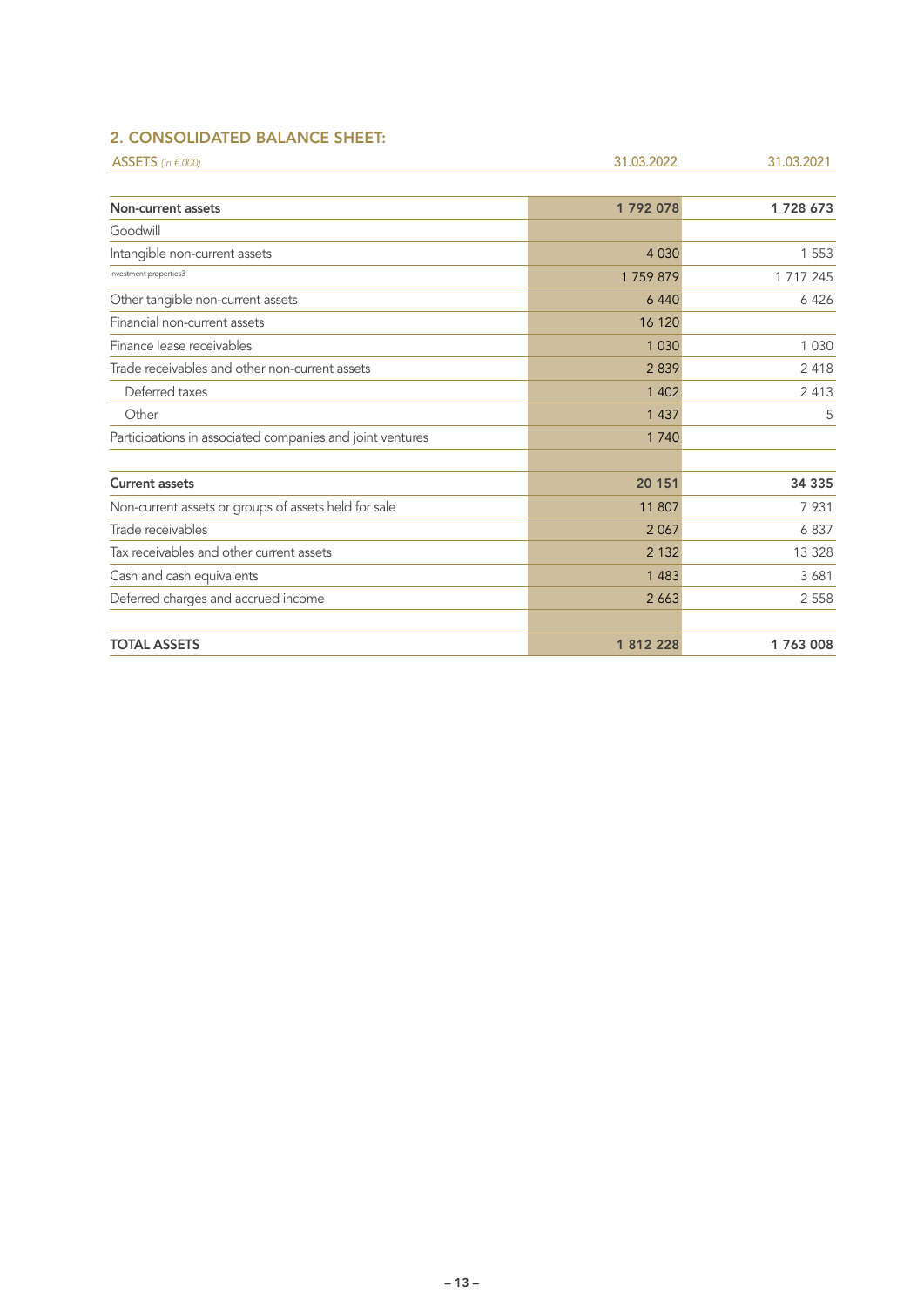## 2. CONSOLIDATED BALANCE SHEET:

| ASSETS *(in € 000)* | 31.03.2022 | 31.03.2021 |
|---|---|---|
| **Non-current assets** | **1 792 078** | **1 728 673** |
| Goodwill | | |
| Intangible non-current assets | 4 030 | 1 553 |
| Investment properties3 | 1 759 879 | 1 717 245 |
| Other tangible non-current assets | 6 440 | 6 426 |
| Financial non-current assets | 16 120 | |
| Finance lease receivables | 1 030 | 1 030 |
| Trade receivables and other non-current assets | 2 839 | 2 418 |
| Deferred taxes | 1 402 | 2 413 |
| Other | 1 437 | 5 |
| Participations in associated companies and joint ventures | 1 740 | |
| | | |
| **Current assets** | **20 151** | **34 335** |
| Non-current assets or groups of assets held for sale | 11 807 | 7 931 |
| Trade receivables | 2 067 | 6 837 |
| Tax receivables and other current assets | 2 132 | 13 328 |
| Cash and cash equivalents | 1 483 | 3 681 |
| Deferred charges and accrued income | 2 663 | 2 558 |
| | | |
| **TOTAL ASSETS** | **1 812 228** | **1 763 008** |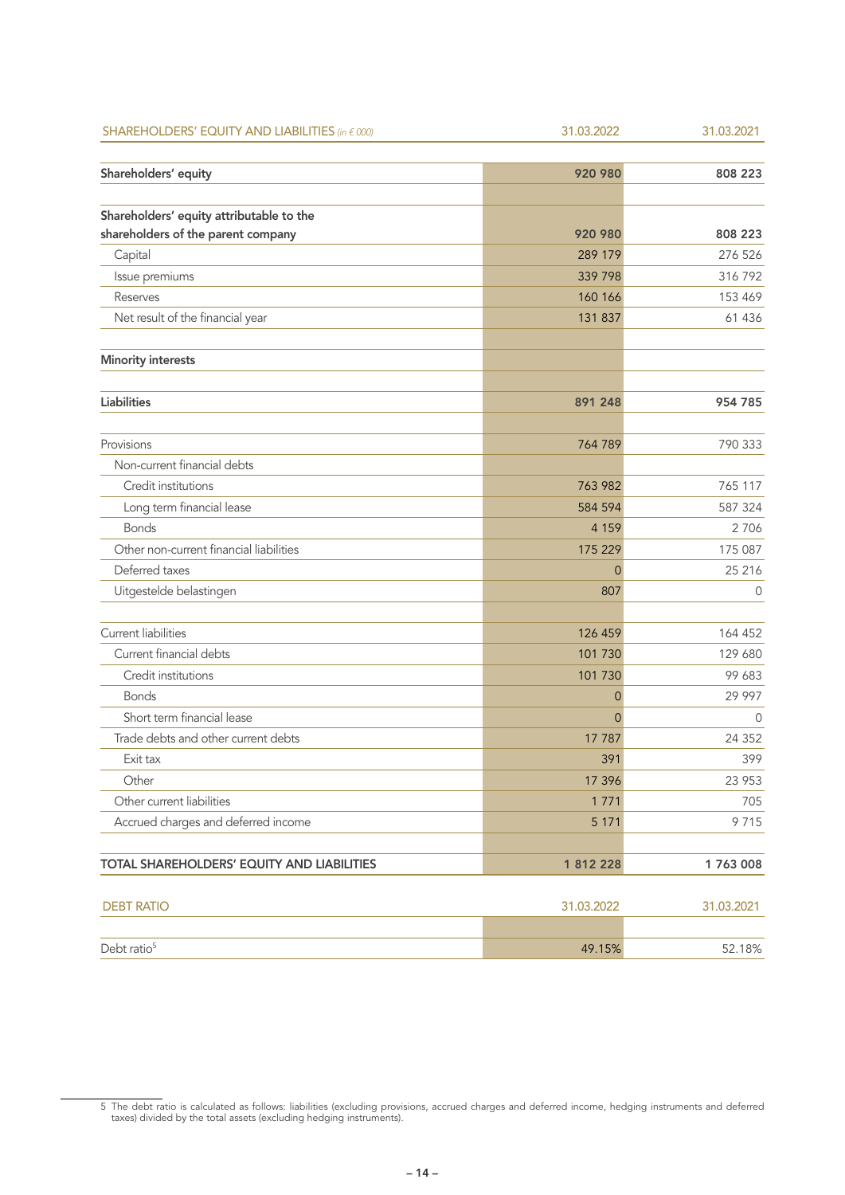| SHAREHOLDERS' EQUITY AND LIABILITIES *(in € 000)* | 31.03.2022 | 31.03.2021 |
|---|---|---|
| **Shareholders' equity** | **920 980** | **808 223** |
| | | |
| **Shareholders' equity attributable to the shareholders of the parent company** | **920 980** | **808 223** |
| Capital | 289 179 | 276 526 |
| Issue premiums | 339 798 | 316 792 |
| Reserves | 160 166 | 153 469 |
| Net result of the financial year | 131 837 | 61 436 |
| | | |
| **Minority interests** | | |
| | | |
| **Liabilities** | **891 248** | **954 785** |
| | | |
| Provisions | 764 789 | 790 333 |
| Non-current financial debts | | |
| Credit institutions | 763 982 | 765 117 |
| Long term financial lease | 584 594 | 587 324 |
| Bonds | 4 159 | 2 706 |
| Other non-current financial liabilities | 175 229 | 175 087 |
| Deferred taxes | 0 | 25 216 |
| Uitgestelde belastingen | 807 | 0 |
| | | |
| Current liabilities | 126 459 | 164 452 |
| Current financial debts | 101 730 | 129 680 |
| Credit institutions | 101 730 | 99 683 |
| Bonds | 0 | 29 997 |
| Short term financial lease | 0 | 0 |
| Trade debts and other current debts | 17 787 | 24 352 |
| Exit tax | 391 | 399 |
| Other | 17 396 | 23 953 |
| Other current liabilities | 1 771 | 705 |
| Accrued charges and deferred income | 5 171 | 9 715 |
| | | |
| **TOTAL SHAREHOLDERS' EQUITY AND LIABILITIES** | **1 812 228** | **1 763 008** |

| DEBT RATIO | 31.03.2022 | 31.03.2021 |
|---|---|---|
| | | |
| Debt ratio[5] | 49.15% | 52.18% |

[5] The debt ratio is calculated as follows: liabilities (excluding provisions, accrued charges and deferred income, hedging instruments and deferred taxes) divided by the total assets (excluding hedging instruments).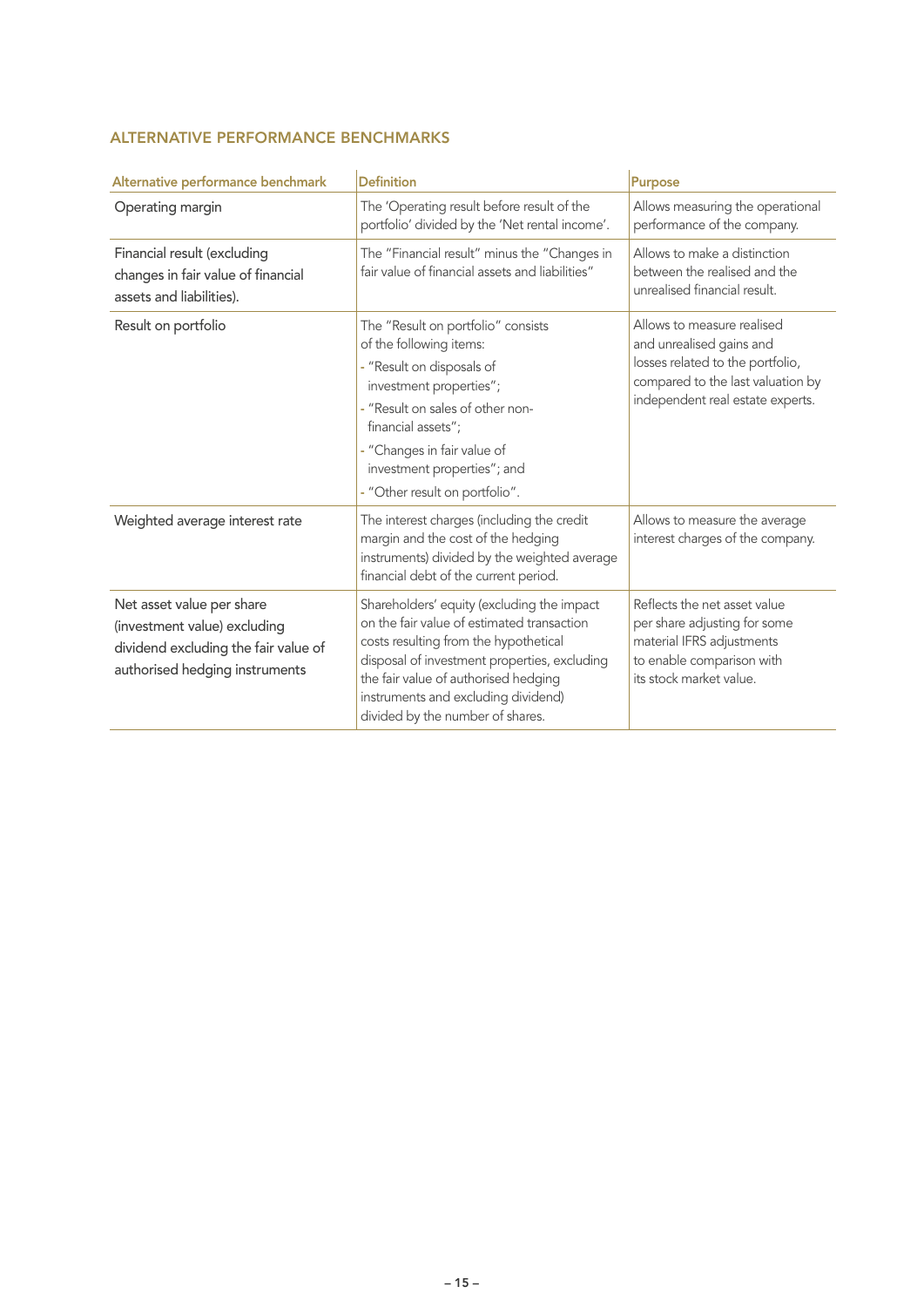## ALTERNATIVE PERFORMANCE BENCHMARKS

| Alternative performance benchmark | Definition | Purpose |
|---|---|---|
| Operating margin | The 'Operating result before result of the portfolio' divided by the 'Net rental income'. | Allows measuring the operational performance of the company. |
| Financial result (excluding changes in fair value of financial assets and liabilities). | The "Financial result" minus the "Changes in fair value of financial assets and liabilities" | Allows to make a distinction between the realised and the unrealised financial result. |
| Result on portfolio | The "Result on portfolio" consists of the following items:<br>- "Result on disposals of investment properties";<br>- "Result on sales of other non-financial assets";<br>- "Changes in fair value of investment properties"; and<br>- "Other result on portfolio". | Allows to measure realised and unrealised gains and losses related to the portfolio, compared to the last valuation by independent real estate experts. |
| Weighted average interest rate | The interest charges (including the credit margin and the cost of the hedging instruments) divided by the weighted average financial debt of the current period. | Allows to measure the average interest charges of the company. |
| Net asset value per share (investment value) excluding dividend excluding the fair value of authorised hedging instruments | Shareholders' equity (excluding the impact on the fair value of estimated transaction costs resulting from the hypothetical disposal of investment properties, excluding the fair value of authorised hedging instruments and excluding dividend) divided by the number of shares. | Reflects the net asset value per share adjusting for some material IFRS adjustments to enable comparison with its stock market value. |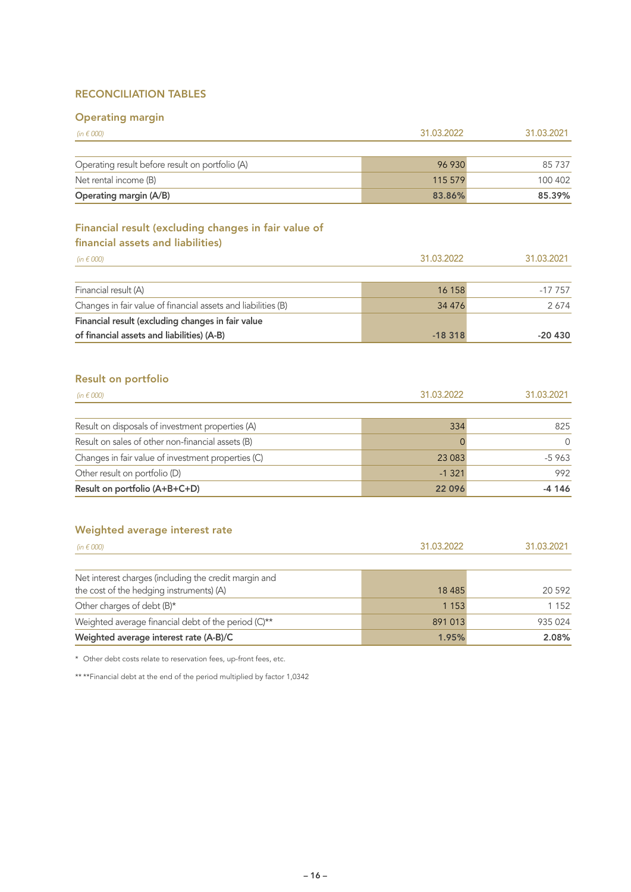## RECONCILIATION TABLES

### Operating margin

| *(in € 000)* | 31.03.2022 | 31.03.2021 |
|---|---|---|
| Operating result before result on portfolio (A) | 96 930 | 85 737 |
| Net rental income (B) | 115 579 | 100 402 |
| **Operating margin (A/B)** | **83.86%** | **85.39%** |

### Financial result (excluding changes in fair value of financial assets and liabilities)

| *(in € 000)* | 31.03.2022 | 31.03.2021 |
|---|---|---|
| Financial result (A) | 16 158 | -17 757 |
| Changes in fair value of financial assets and liabilities (B) | 34 476 | 2 674 |
| **Financial result (excluding changes in fair value of financial assets and liabilities) (A-B)** | **-18 318** | **-20 430** |

### Result on portfolio

| *(in € 000)* | 31.03.2022 | 31.03.2021 |
|---|---|---|
| Result on disposals of investment properties (A) | 334 | 825 |
| Result on sales of other non-financial assets (B) | 0 | 0 |
| Changes in fair value of investment properties (C) | 23 083 | -5 963 |
| Other result on portfolio (D) | -1 321 | 992 |
| **Result on portfolio (A+B+C+D)** | **22 096** | **-4 146** |

### Weighted average interest rate

| *(in € 000)* | 31.03.2022 | 31.03.2021 |
|---|---|---|
| Net interest charges (including the credit margin and the cost of the hedging instruments) (A) | 18 485 | 20 592 |
| Other charges of debt (B)* | 1 153 | 1 152 |
| Weighted average financial debt of the period (C)** | 891 013 | 935 024 |
| **Weighted average interest rate (A-B)/C** | **1.95%** | **2.08%** |

\* Other debt costs relate to reservation fees, up-front fees, etc.

\*\* \*\*Financial debt at the end of the period multiplied by factor 1,0342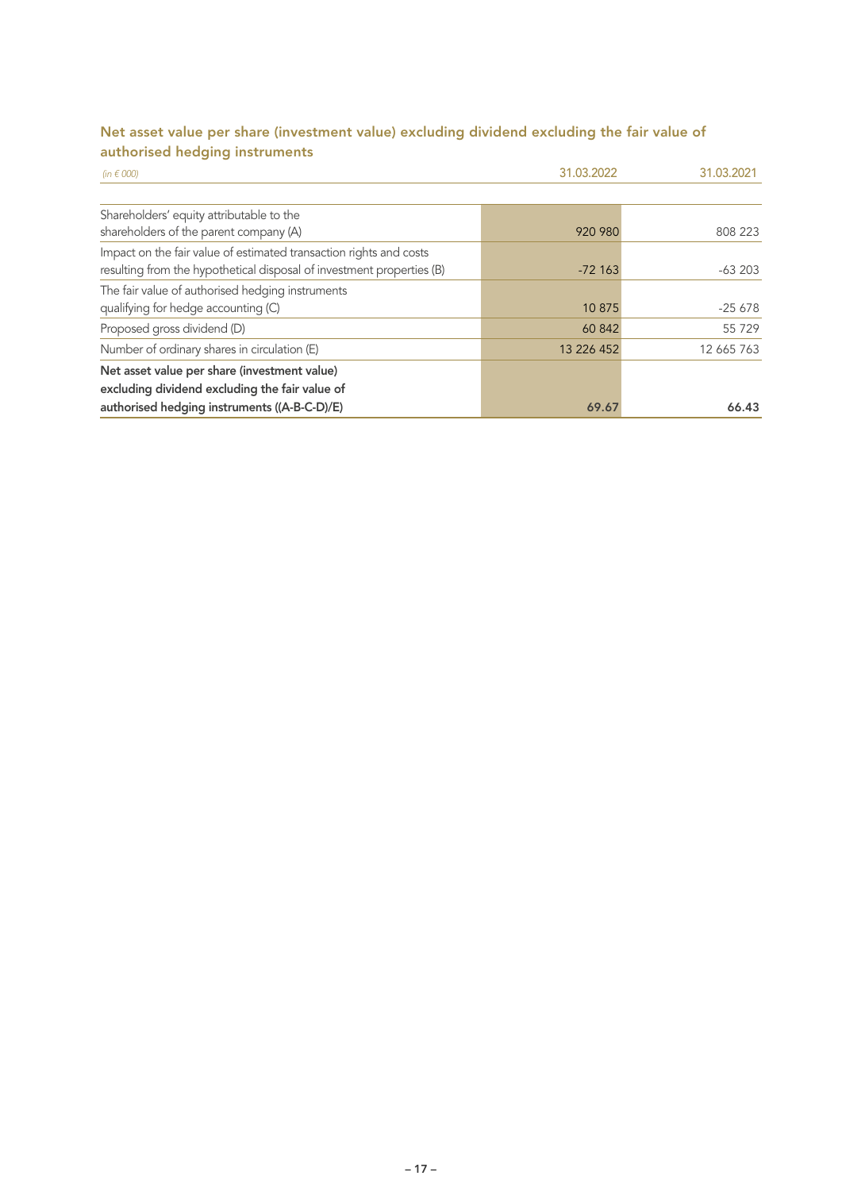### Net asset value per share (investment value) excluding dividend excluding the fair value of authorised hedging instruments

| *(in € 000)* | 31.03.2022 | 31.03.2021 |
|---|---|---|
| Shareholders' equity attributable to the shareholders of the parent company (A) | 920 980 | 808 223 |
| Impact on the fair value of estimated transaction rights and costs resulting from the hypothetical disposal of investment properties (B) | -72 163 | -63 203 |
| The fair value of authorised hedging instruments qualifying for hedge accounting (C) | 10 875 | -25 678 |
| Proposed gross dividend (D) | 60 842 | 55 729 |
| Number of ordinary shares in circulation (E) | 13 226 452 | 12 665 763 |
| **Net asset value per share (investment value) excluding dividend excluding the fair value of authorised hedging instruments ((A-B-C-D)/E)** | **69.67** | **66.43** |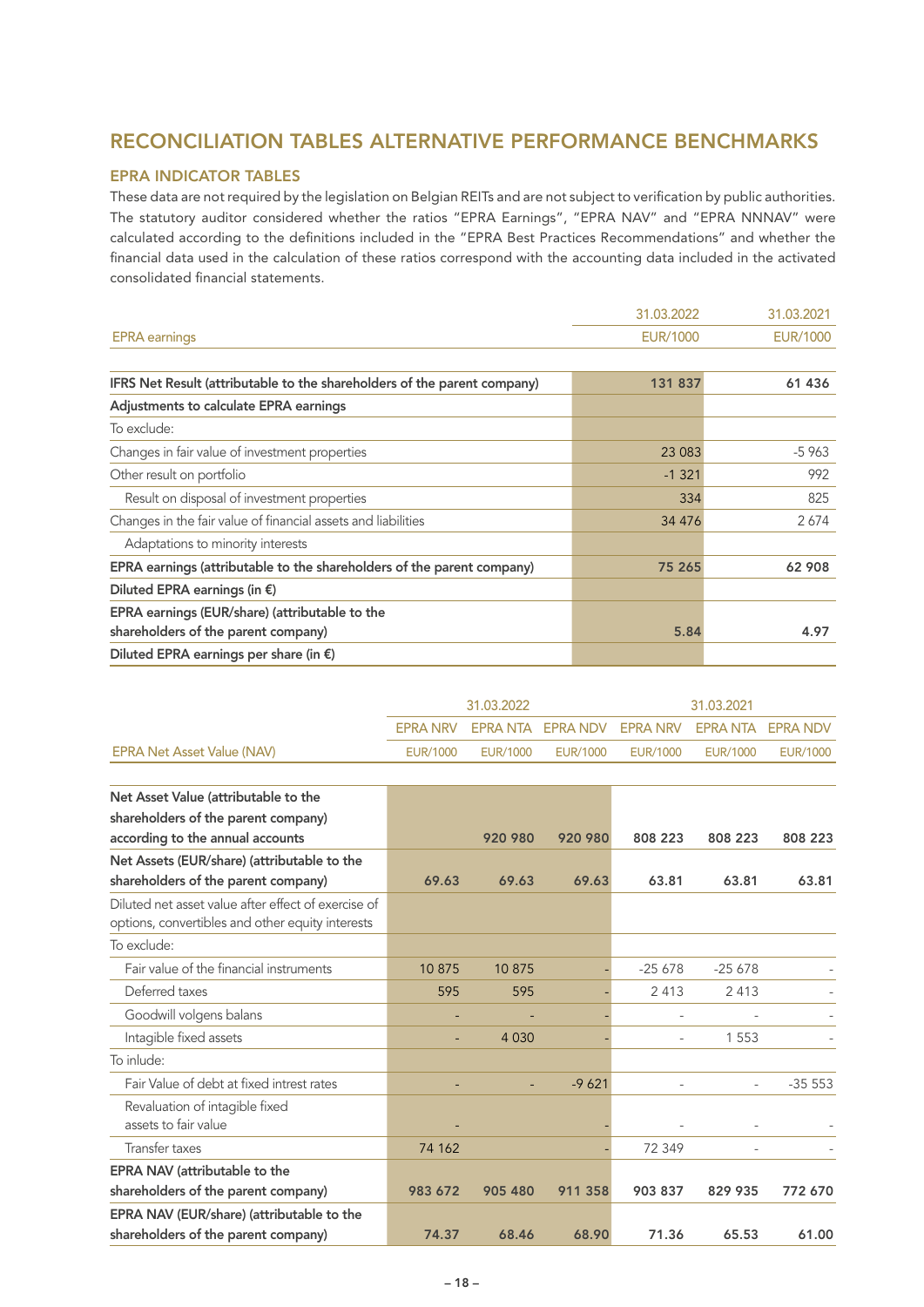# RECONCILIATION TABLES ALTERNATIVE PERFORMANCE BENCHMARKS

## EPRA INDICATOR TABLES

These data are not required by the legislation on Belgian REITs and are not subject to verification by public authorities. The statutory auditor considered whether the ratios "EPRA Earnings", "EPRA NAV" and "EPRA NNNAV" were calculated according to the definitions included in the "EPRA Best Practices Recommendations" and whether the financial data used in the calculation of these ratios correspond with the accounting data included in the activated consolidated financial statements.

| EPRA earnings | 31.03.2022<br>EUR/1000 | 31.03.2021<br>EUR/1000 |
|---|---|---|
| **IFRS Net Result (attributable to the shareholders of the parent company)** | **131 837** | **61 436** |
| **Adjustments to calculate EPRA earnings** | | |
| To exclude: | | |
| Changes in fair value of investment properties | 23 083 | -5 963 |
| Other result on portfolio | -1 321 | 992 |
| Result on disposal of investment properties | 334 | 825 |
| Changes in the fair value of financial assets and liabilities | 34 476 | 2 674 |
| Adaptations to minority interests | | |
| **EPRA earnings (attributable to the shareholders of the parent company)** | **75 265** | **62 908** |
| **Diluted EPRA earnings (in €)** | | |
| **EPRA earnings (EUR/share) (attributable to the shareholders of the parent company)** | **5.84** | **4.97** |
| **Diluted EPRA earnings per share (in €)** | | |

| | 31.03.2022 | | | 31.03.2021 | | |
|---|---|---|---|---|---|---|
| | EPRA NRV | EPRA NTA | EPRA NDV | EPRA NRV | EPRA NTA | EPRA NDV |
| EPRA Net Asset Value (NAV) | EUR/1000 | EUR/1000 | EUR/1000 | EUR/1000 | EUR/1000 | EUR/1000 |
| **Net Asset Value (attributable to the shareholders of the parent company) according to the annual accounts** | | **920 980** | **920 980** | **808 223** | **808 223** | **808 223** |
| **Net Assets (EUR/share) (attributable to the shareholders of the parent company)** | **69.63** | **69.63** | **69.63** | **63.81** | **63.81** | **63.81** |
| Diluted net asset value after effect of exercise of options, convertibles and other equity interests | | | | | | |
| To exclude: | | | | | | |
| Fair value of the financial instruments | 10 875 | 10 875 | - | -25 678 | -25 678 | - |
| Deferred taxes | 595 | 595 | - | 2 413 | 2 413 | - |
| Goodwill volgens balans | - | - | - | - | - | - |
| Intagible fixed assets | - | 4 030 | - | - | 1 553 | - |
| To inlude: | | | | | | |
| Fair Value of debt at fixed intrest rates | - | - | -9 621 | - | - | -35 553 |
| Revaluation of intagible fixed assets to fair value | - | | - | - | - | - |
| Transfer taxes | 74 162 | | - | 72 349 | - | - |
| **EPRA NAV (attributable to the shareholders of the parent company)** | **983 672** | **905 480** | **911 358** | **903 837** | **829 935** | **772 670** |
| **EPRA NAV (EUR/share) (attributable to the shareholders of the parent company)** | **74.37** | **68.46** | **68.90** | **71.36** | **65.53** | **61.00** |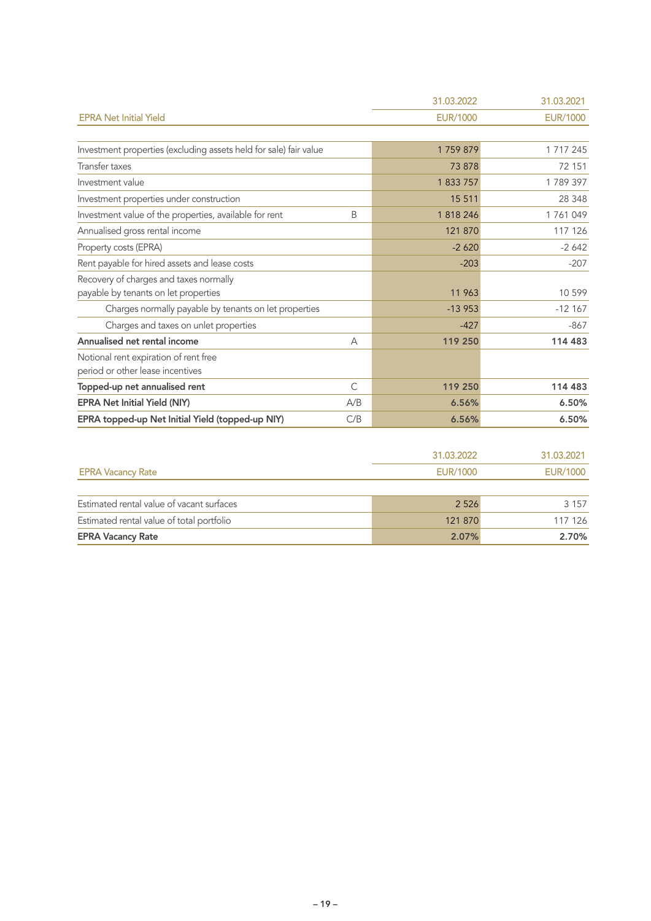| EPRA Net Initial Yield | | 31.03.2022<br>EUR/1000 | 31.03.2021<br>EUR/1000 |
|---|---|---|---|
| Investment properties (excluding assets held for sale) fair value | | 1 759 879 | 1 717 245 |
| Transfer taxes | | 73 878 | 72 151 |
| Investment value | | 1 833 757 | 1 789 397 |
| Investment properties under construction | | 15 511 | 28 348 |
| Investment value of the properties, available for rent | B | 1 818 246 | 1 761 049 |
| Annualised gross rental income | | 121 870 | 117 126 |
| Property costs (EPRA) | | -2 620 | -2 642 |
| Rent payable for hired assets and lease costs | | -203 | -207 |
| Recovery of charges and taxes normally payable by tenants on let properties | | 11 963 | 10 599 |
| Charges normally payable by tenants on let properties | | -13 953 | -12 167 |
| Charges and taxes on unlet properties | | -427 | -867 |
| **Annualised net rental income** | A | **119 250** | **114 483** |
| Notional rent expiration of rent free period or other lease incentives | | | |
| **Topped-up net annualised rent** | C | **119 250** | **114 483** |
| **EPRA Net Initial Yield (NIY)** | A/B | **6.56%** | **6.50%** |
| **EPRA topped-up Net Initial Yield (topped-up NIY)** | C/B | **6.56%** | **6.50%** |

| EPRA Vacancy Rate | 31.03.2022<br>EUR/1000 | 31.03.2021<br>EUR/1000 |
|---|---|---|
| Estimated rental value of vacant surfaces | 2 526 | 3 157 |
| Estimated rental value of total portfolio | 121 870 | 117 126 |
| **EPRA Vacancy Rate** | **2.07%** | **2.70%** |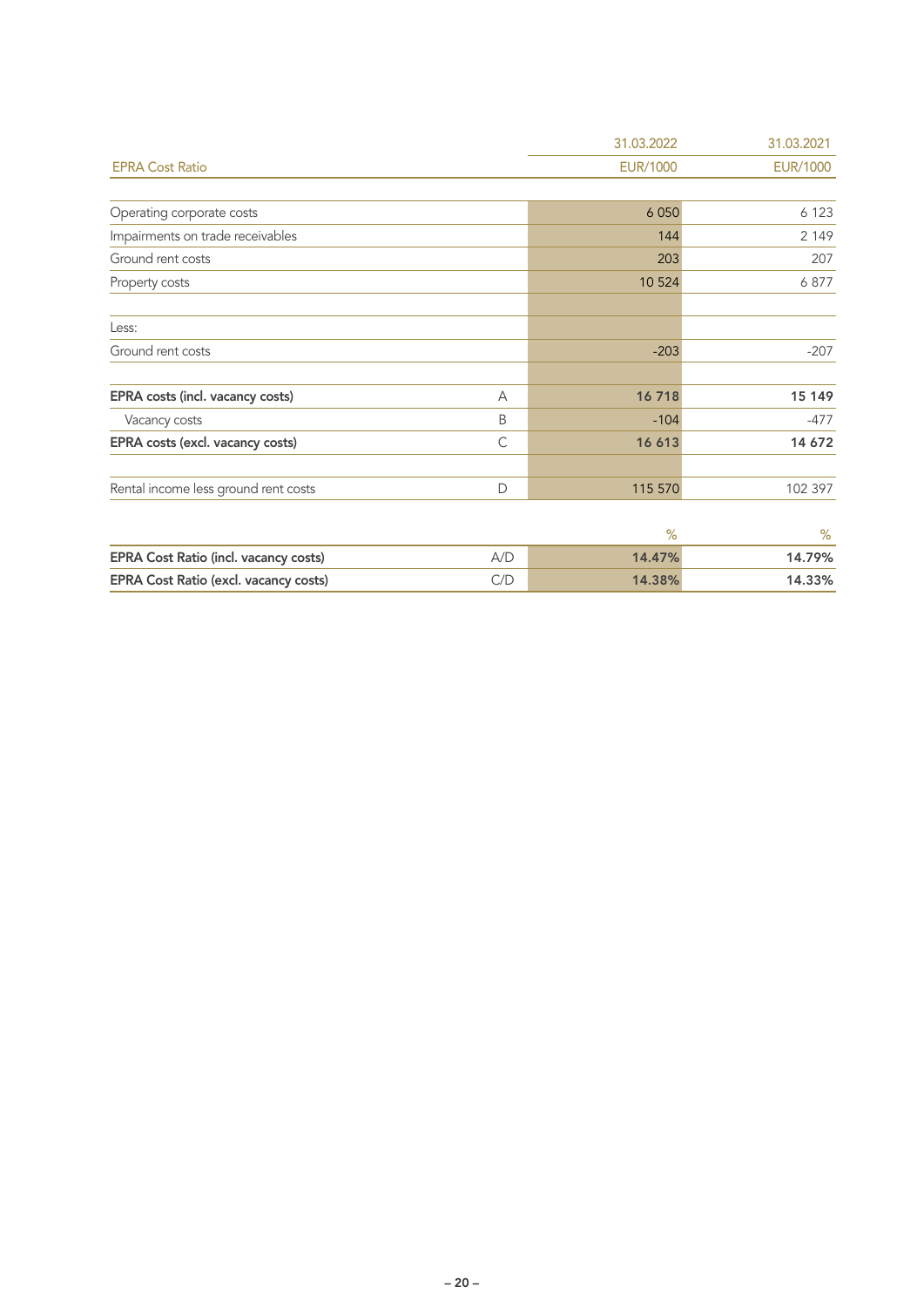| EPRA Cost Ratio | | 31.03.2022<br>EUR/1000 | 31.03.2021<br>EUR/1000 |
|---|---|---|---|
| | | | |
| Operating corporate costs | | 6 050 | 6 123 |
| Impairments on trade receivables | | 144 | 2 149 |
| Ground rent costs | | 203 | 207 |
| Property costs | | 10 524 | 6 877 |
| | | | |
| Less: | | | |
| Ground rent costs | | -203 | -207 |
| | | | |
| **EPRA costs (incl. vacancy costs)** | A | **16 718** | **15 149** |
| Vacancy costs | B | -104 | -477 |
| **EPRA costs (excl. vacancy costs)** | C | **16 613** | **14 672** |
| | | | |
| Rental income less ground rent costs | D | 115 570 | 102 397 |
| | | | |
| | | % | % |
| **EPRA Cost Ratio (incl. vacancy costs)** | A/D | **14.47%** | **14.79%** |
| **EPRA Cost Ratio (excl. vacancy costs)** | C/D | **14.38%** | **14.33%** |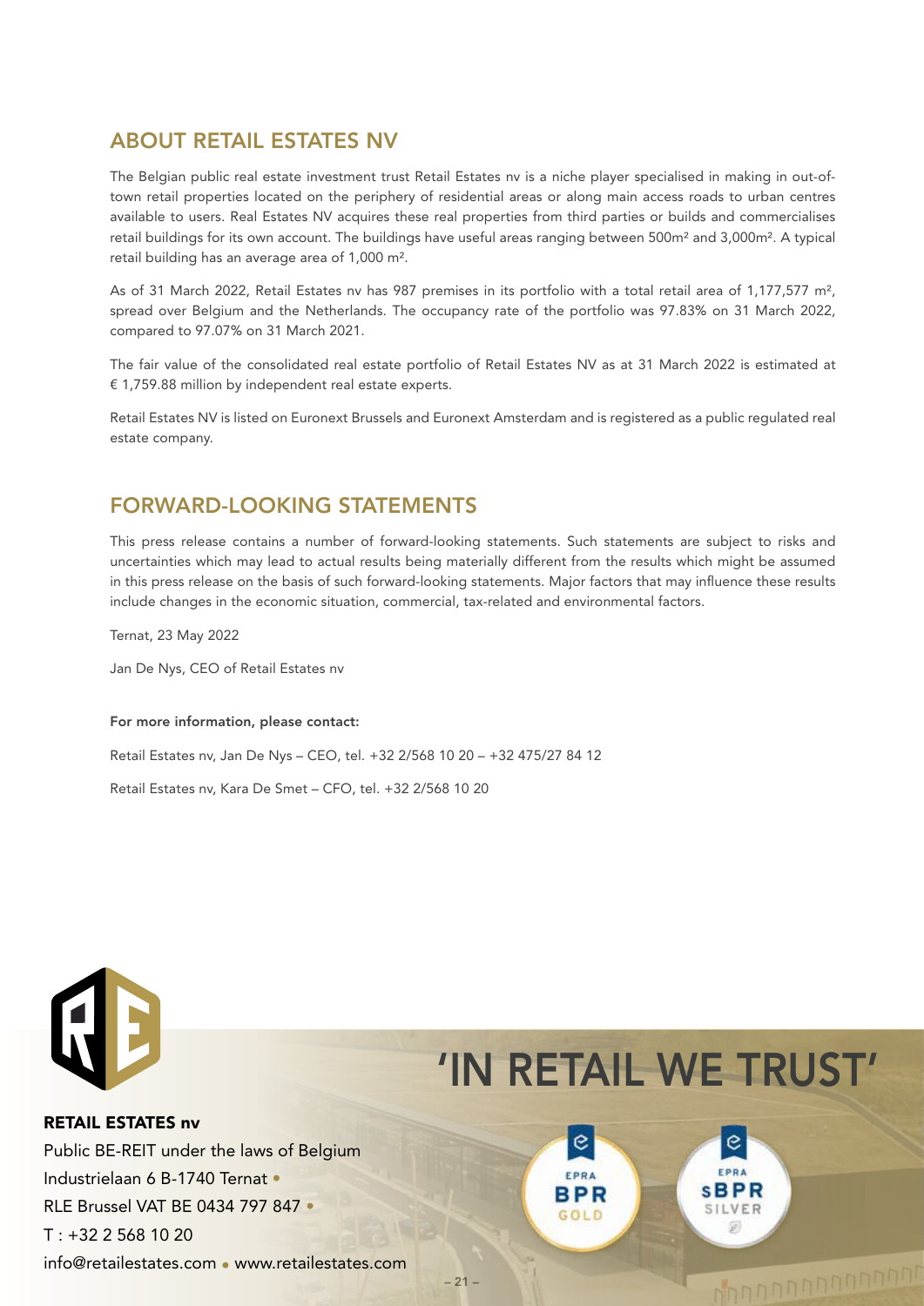## ABOUT RETAIL ESTATES NV

The Belgian public real estate investment trust Retail Estates nv is a niche player specialised in making in out-of-town retail properties located on the periphery of residential areas or along main access roads to urban centres available to users. Real Estates NV acquires these real properties from third parties or builds and commercialises retail buildings for its own account. The buildings have useful areas ranging between 500m² and 3,000m². A typical retail building has an average area of 1,000 m².

As of 31 March 2022, Retail Estates nv has 987 premises in its portfolio with a total retail area of 1,177,577 m², spread over Belgium and the Netherlands. The occupancy rate of the portfolio was 97.83% on 31 March 2022, compared to 97.07% on 31 March 2021.

The fair value of the consolidated real estate portfolio of Retail Estates NV as at 31 March 2022 is estimated at € 1,759.88 million by independent real estate experts.

Retail Estates NV is listed on Euronext Brussels and Euronext Amsterdam and is registered as a public regulated real estate company.

## FORWARD-LOOKING STATEMENTS

This press release contains a number of forward-looking statements. Such statements are subject to risks and uncertainties which may lead to actual results being materially different from the results which might be assumed in this press release on the basis of such forward-looking statements. Major factors that may influence these results include changes in the economic situation, commercial, tax-related and environmental factors.

Ternat, 23 May 2022

Jan De Nys, CEO of Retail Estates nv

**For more information, please contact:**

Retail Estates nv, Jan De Nys – CEO, tel. +32 2/568 10 20 – +32 475/27 84 12

Retail Estates nv, Kara De Smet – CFO, tel. +32 2/568 10 20

'IN RETAIL WE TRUST'

**RETAIL ESTATES nv**

Public BE-REIT under the laws of Belgium

Industrielaan 6 B-1740 Ternat •

RLE Brussel VAT BE 0434 797 847 •

T : +32 2 568 10 20

info@retailestates.com • www.retailestates.com

EPRA BPR GOLD

EPRA sBPR SILVER